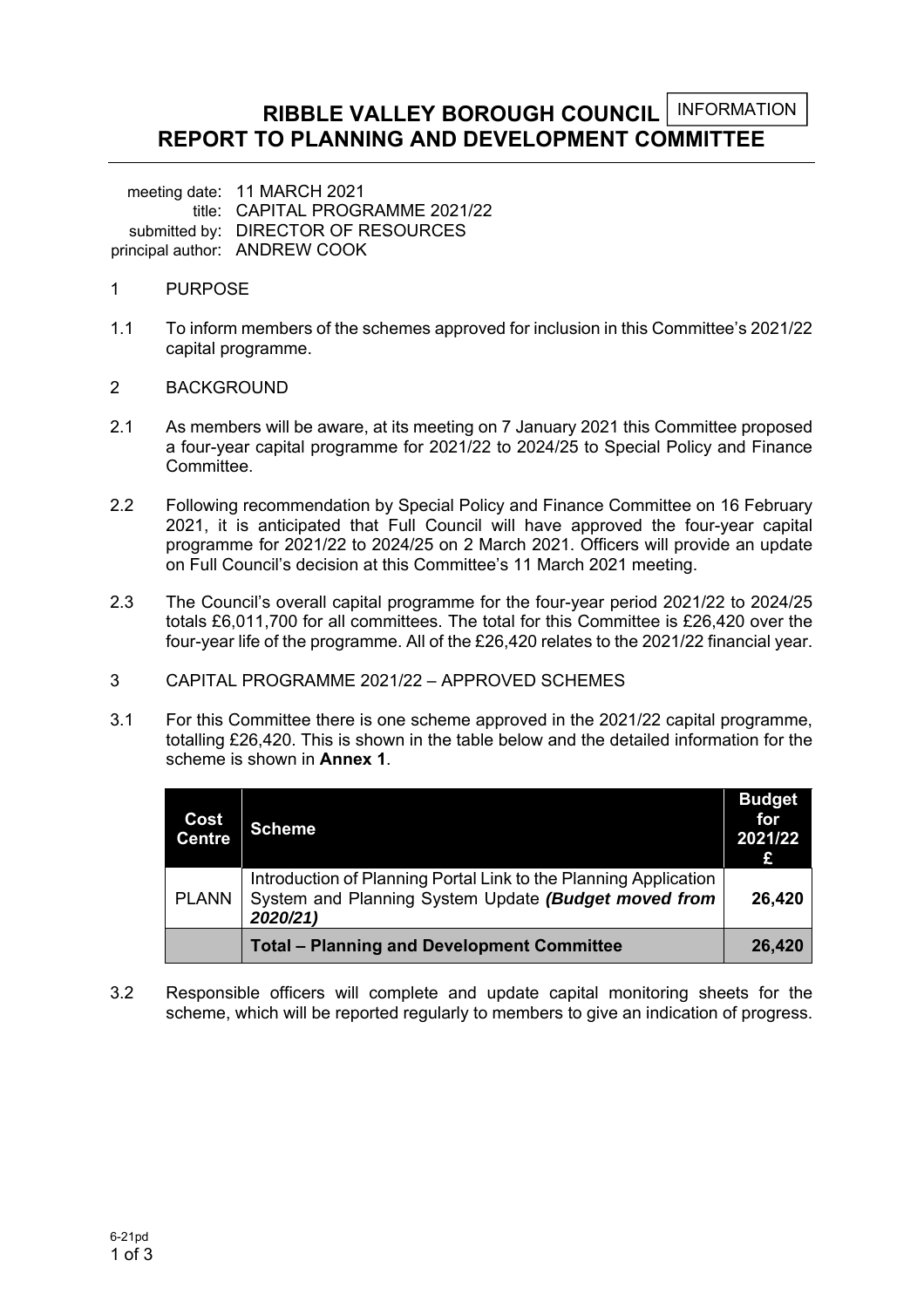INFORMATION

# RIBBLE VALLEY BOROUGH COUNCIL
# REPORT TO PLANNING AND DEVELOPMENT COMMITTEE

meeting date: 11 MARCH 2021
title: CAPITAL PROGRAMME 2021/22
submitted by: DIRECTOR OF RESOURCES
principal author: ANDREW COOK

1 PURPOSE

1.1 To inform members of the schemes approved for inclusion in this Committee's 2021/22 capital programme.

2 BACKGROUND

2.1 As members will be aware, at its meeting on 7 January 2021 this Committee proposed a four-year capital programme for 2021/22 to 2024/25 to Special Policy and Finance Committee.

2.2 Following recommendation by Special Policy and Finance Committee on 16 February 2021, it is anticipated that Full Council will have approved the four-year capital programme for 2021/22 to 2024/25 on 2 March 2021. Officers will provide an update on Full Council's decision at this Committee's 11 March 2021 meeting.

2.3 The Council's overall capital programme for the four-year period 2021/22 to 2024/25 totals £6,011,700 for all committees. The total for this Committee is £26,420 over the four-year life of the programme. All of the £26,420 relates to the 2021/22 financial year.

3 CAPITAL PROGRAMME 2021/22 – APPROVED SCHEMES

3.1 For this Committee there is one scheme approved in the 2021/22 capital programme, totalling £26,420. This is shown in the table below and the detailed information for the scheme is shown in **Annex 1**.

| Cost Centre | Scheme | Budget for 2021/22 £ |
|---|---|---|
| PLANN | Introduction of Planning Portal Link to the Planning Application System and Planning System Update ***(Budget moved from 2020/21)*** | **26,420** |
| | **Total – Planning and Development Committee** | **26,420** |

3.2 Responsible officers will complete and update capital monitoring sheets for the scheme, which will be reported regularly to members to give an indication of progress.

6-21pd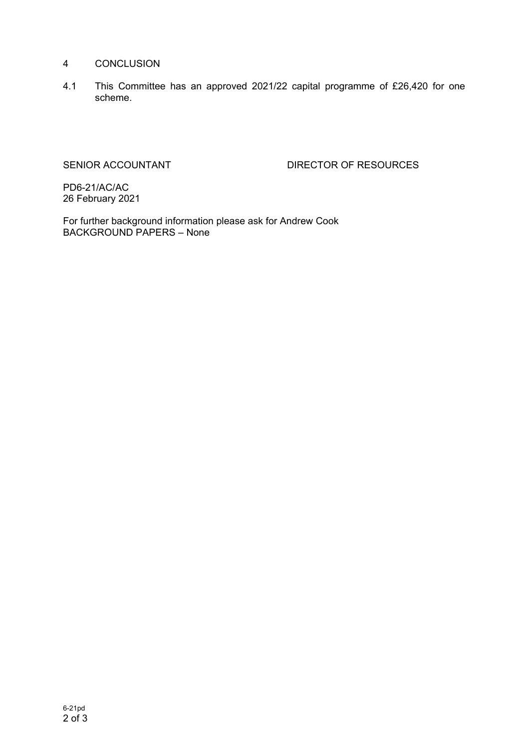## 4 CONCLUSION

4.1 This Committee has an approved 2021/22 capital programme of £26,420 for one scheme.

SENIOR ACCOUNTANT DIRECTOR OF RESOURCES

PD6-21/AC/AC
26 February 2021

For further background information please ask for Andrew Cook
BACKGROUND PAPERS – None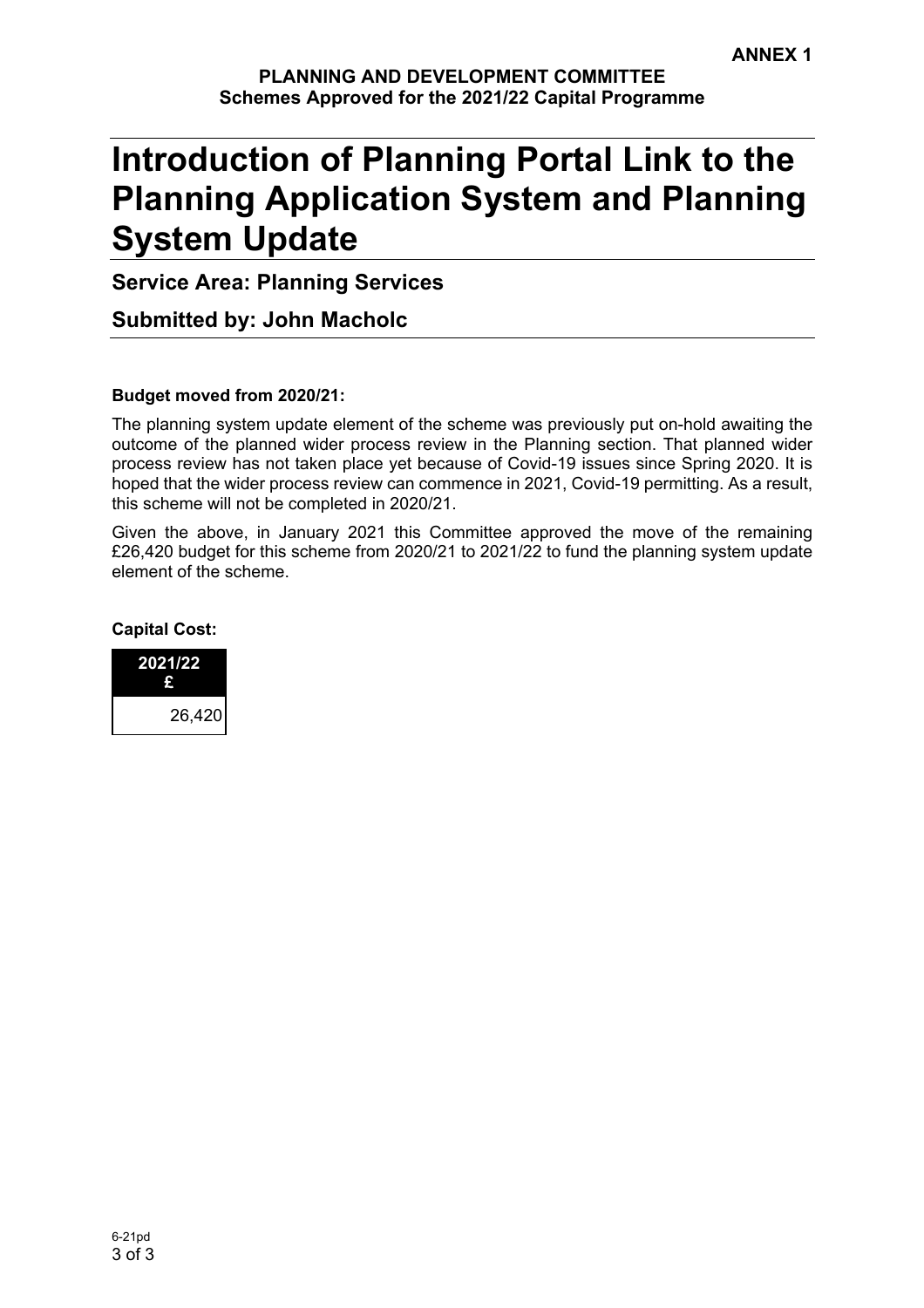**ANNEX 1**

**PLANNING AND DEVELOPMENT COMMITTEE**
**Schemes Approved for the 2021/22 Capital Programme**

# Introduction of Planning Portal Link to the Planning Application System and Planning System Update

## Service Area: Planning Services

## Submitted by: John Macholc

**Budget moved from 2020/21:**

The planning system update element of the scheme was previously put on-hold awaiting the outcome of the planned wider process review in the Planning section. That planned wider process review has not taken place yet because of Covid-19 issues since Spring 2020. It is hoped that the wider process review can commence in 2021, Covid-19 permitting. As a result, this scheme will not be completed in 2020/21.

Given the above, in January 2021 this Committee approved the move of the remaining £26,420 budget for this scheme from 2020/21 to 2021/22 to fund the planning system update element of the scheme.

**Capital Cost:**

| 2021/22 £ |
| --- |
| 26,420 |

6-21pd